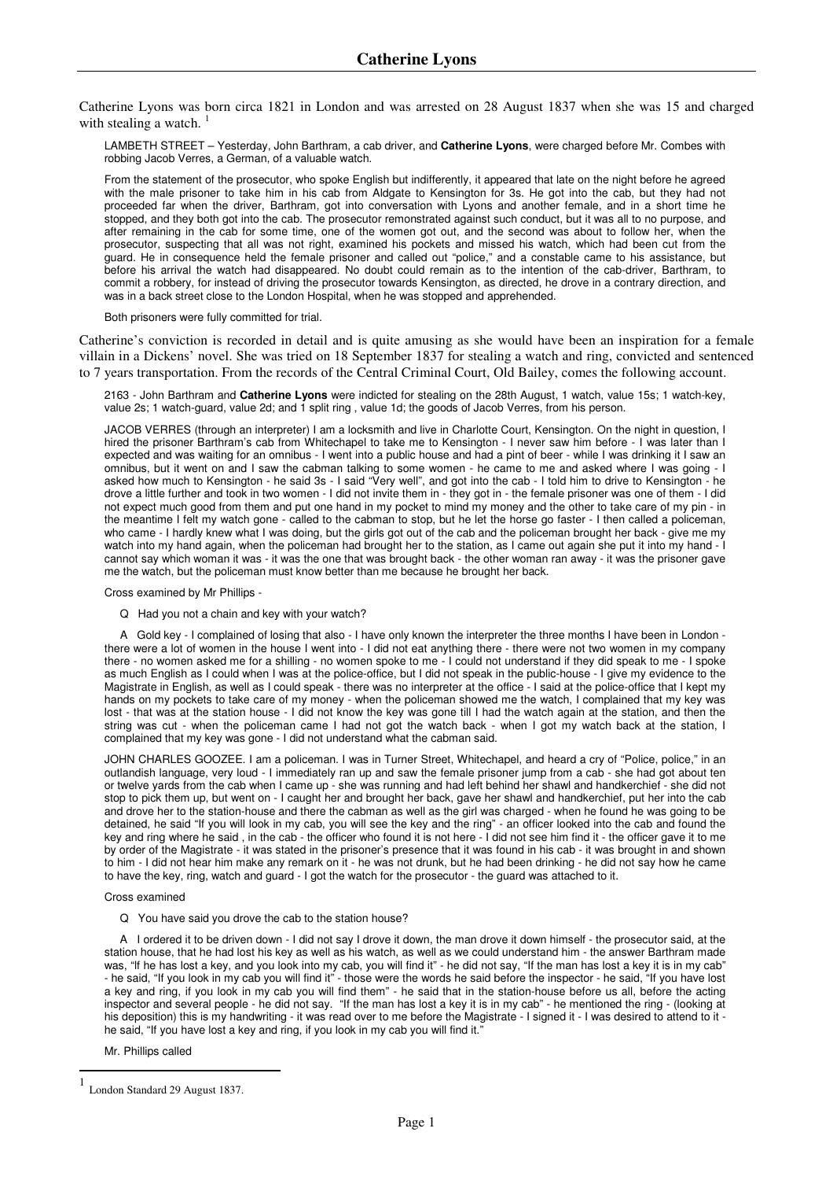# Catherine Lyons

Catherine Lyons was born circa 1821 in London and was arrested on 28 August 1837 when she was 15 and charged with stealing a watch. [1]

> LAMBETH STREET – Yesterday, John Barthram, a cab driver, and **Catherine Lyons**, were charged before Mr. Combes with robbing Jacob Verres, a German, of a valuable watch.
>
> From the statement of the prosecutor, who spoke English but indifferently, it appeared that late on the night before he agreed with the male prisoner to take him in his cab from Aldgate to Kensington for 3s. He got into the cab, but they had not proceeded far when the driver, Barthram, got into conversation with Lyons and another female, and in a short time he stopped, and they both got into the cab. The prosecutor remonstrated against such conduct, but it was all to no purpose, and after remaining in the cab for some time, one of the women got out, and the second was about to follow her, when the prosecutor, suspecting that all was not right, examined his pockets and missed his watch, which had been cut from the guard. He in consequence held the female prisoner and called out "police," and a constable came to his assistance, but before his arrival the watch had disappeared. No doubt could remain as to the intention of the cab-driver, Barthram, to commit a robbery, for instead of driving the prosecutor towards Kensington, as directed, he drove in a contrary direction, and was in a back street close to the London Hospital, when he was stopped and apprehended.
>
> Both prisoners were fully committed for trial.

Catherine's conviction is recorded in detail and is quite amusing as she would have been an inspiration for a female villain in a Dickens' novel. She was tried on 18 September 1837 for stealing a watch and ring, convicted and sentenced to 7 years transportation. From the records of the Central Criminal Court, Old Bailey, comes the following account.

> 2163 - John Barthram and **Catherine Lyons** were indicted for stealing on the 28th August, 1 watch, value 15s; 1 watch-key, value 2s; 1 watch-guard, value 2d; and 1 split ring , value 1d; the goods of Jacob Verres, from his person.
>
> JACOB VERRES (through an interpreter) I am a locksmith and live in Charlotte Court, Kensington. On the night in question, I hired the prisoner Barthram's cab from Whitechapel to take me to Kensington - I never saw him before - I was later than I expected and was waiting for an omnibus - I went into a public house and had a pint of beer - while I was drinking it I saw an omnibus, but it went on and I saw the cabman talking to some women - he came to me and asked where I was going - I asked how much to Kensington - he said 3s - I said "Very well", and got into the cab - I told him to drive to Kensington - he drove a little further and took in two women - I did not invite them in - they got in - the female prisoner was one of them - I did not expect much good from them and put one hand in my pocket to mind my money and the other to take care of my pin - in the meantime I felt my watch gone - called to the cabman to stop, but he let the horse go faster - I then called a policeman, who came - I hardly knew what I was doing, but the girls got out of the cab and the policeman brought her back - give me my watch into my hand again, when the policeman had brought her to the station, as I came out again she put it into my hand - I cannot say which woman it was - it was the one that was brought back - the other woman ran away - it was the prisoner gave me the watch, but the policeman must know better than me because he brought her back.
>
> Cross examined by Mr Phillips -
>
> Q Had you not a chain and key with your watch?
>
> A Gold key - I complained of losing that also - I have only known the interpreter the three months I have been in London - there were a lot of women in the house I went into - I did not eat anything there - there were not two women in my company there - no women asked me for a shilling - no women spoke to me - I could not understand if they did speak to me - I spoke as much English as I could when I was at the police-office, but I did not speak in the public-house - I give my evidence to the Magistrate in English, as well as I could speak - there was no interpreter at the office - I said at the police-office that I kept my hands on my pockets to take care of my money - when the policeman showed me the watch, I complained that my key was lost - that was at the station house - I did not know the key was gone till I had the watch again at the station, and then the string was cut - when the policeman came I had not got the watch back - when I got my watch back at the station, I complained that my key was gone - I did not understand what the cabman said.
>
> JOHN CHARLES GOOZEE. I am a policeman. I was in Turner Street, Whitechapel, and heard a cry of "Police, police," in an outlandish language, very loud - I immediately ran up and saw the female prisoner jump from a cab - she had got about ten or twelve yards from the cab when I came up - she was running and had left behind her shawl and handkerchief - she did not stop to pick them up, but went on - I caught her and brought her back, gave her shawl and handkerchief, put her into the cab and drove her to the station-house and there the cabman as well as the girl was charged - when he found he was going to be detained, he said "If you will look in my cab, you will see the key and the ring" - an officer looked into the cab and found the key and ring where he said , in the cab - the officer who found it is not here - I did not see him find it - the officer gave it to me by order of the Magistrate - it was stated in the prisoner's presence that it was found in his cab - it was brought in and shown to him - I did not hear him make any remark on it - he was not drunk, but he had been drinking - he did not say how he came to have the key, ring, watch and guard - I got the watch for the prosecutor - the guard was attached to it.
>
> Cross examined
>
> Q You have said you drove the cab to the station house?
>
> A I ordered it to be driven down - I did not say I drove it down, the man drove it down himself - the prosecutor said, at the station house, that he had lost his key as well as his watch, as well as we could understand him - the answer Barthram made was, "If he has lost a key, and you look into my cab, you will find it" - he did not say, "If the man has lost a key it is in my cab" - he said, "If you look in my cab you will find it" - those were the words he said before the inspector - he said, "If you have lost a key and ring, if you look in my cab you will find them" - he said that in the station-house before us all, before the acting inspector and several people - he did not say. "If the man has lost a key it is in my cab" - he mentioned the ring - (looking at his deposition) this is my handwriting - it was read over to me before the Magistrate - I signed it - I was desired to attend to it - he said, "If you have lost a key and ring, if you look in my cab you will find it."
>
> Mr. Phillips called

[1] London Standard 29 August 1837.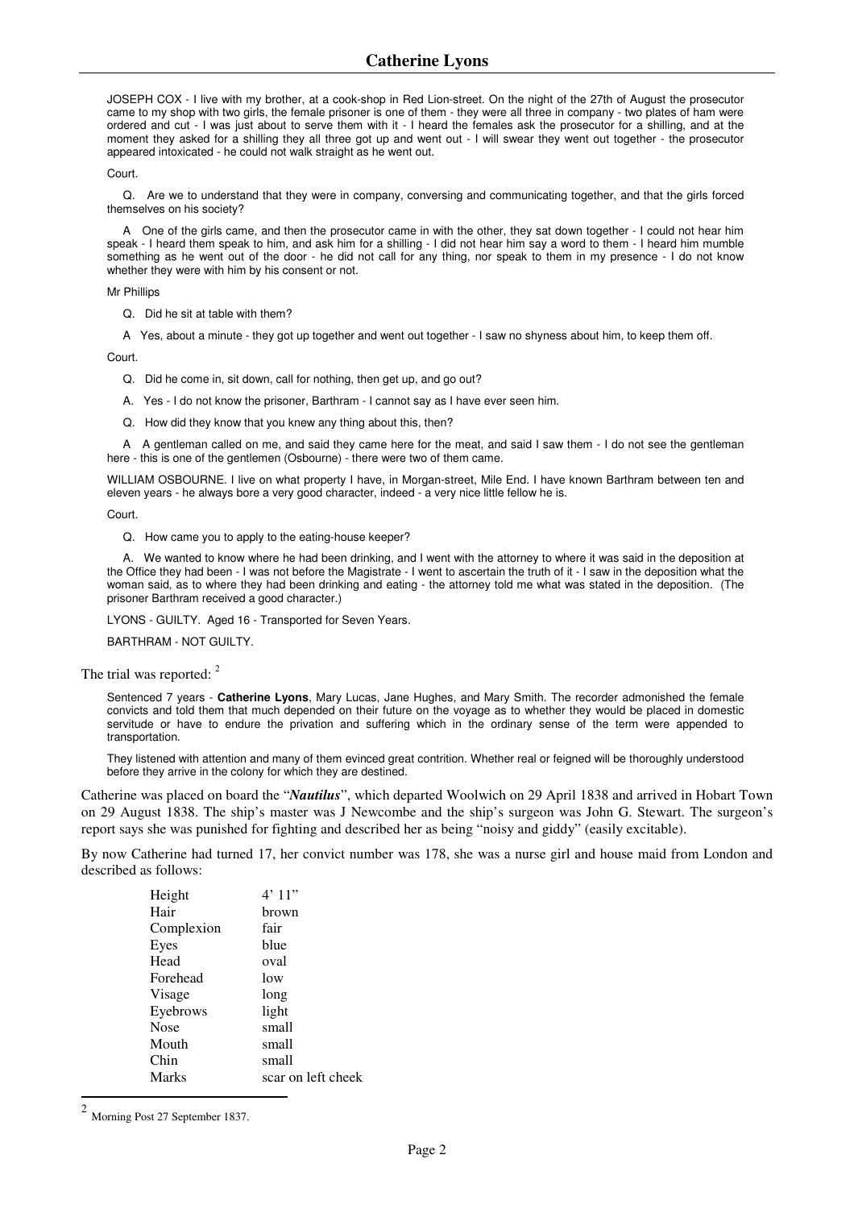JOSEPH COX - I live with my brother, at a cook-shop in Red Lion-street. On the night of the 27th of August the prosecutor came to my shop with two girls, the female prisoner is one of them - they were all three in company - two plates of ham were ordered and cut - I was just about to serve them with it - I heard the females ask the prosecutor for a shilling, and at the moment they asked for a shilling they all three got up and went out - I will swear they went out together - the prosecutor appeared intoxicated - he could not walk straight as he went out.

Court.

Q. Are we to understand that they were in company, conversing and communicating together, and that the girls forced themselves on his society?

A One of the girls came, and then the prosecutor came in with the other, they sat down together - I could not hear him speak - I heard them speak to him, and ask him for a shilling - I did not hear him say a word to them - I heard him mumble something as he went out of the door - he did not call for any thing, nor speak to them in my presence - I do not know whether they were with him by his consent or not.

Mr Phillips

Q. Did he sit at table with them?

A Yes, about a minute - they got up together and went out together - I saw no shyness about him, to keep them off.

Court.

Q. Did he come in, sit down, call for nothing, then get up, and go out?

A. Yes - I do not know the prisoner, Barthram - I cannot say as I have ever seen him.

Q. How did they know that you knew any thing about this, then?

A A gentleman called on me, and said they came here for the meat, and said I saw them - I do not see the gentleman here - this is one of the gentlemen (Osbourne) - there were two of them came.

WILLIAM OSBOURNE. I live on what property I have, in Morgan-street, Mile End. I have known Barthram between ten and eleven years - he always bore a very good character, indeed - a very nice little fellow he is.

Court.

Q. How came you to apply to the eating-house keeper?

A. We wanted to know where he had been drinking, and I went with the attorney to where it was said in the deposition at the Office they had been - I was not before the Magistrate - I went to ascertain the truth of it - I saw in the deposition what the woman said, as to where they had been drinking and eating - the attorney told me what was stated in the deposition. (The prisoner Barthram received a good character.)

LYONS - GUILTY. Aged 16 - Transported for Seven Years.

BARTHRAM - NOT GUILTY.

The trial was reported: [2]

Sentenced 7 years - **Catherine Lyons**, Mary Lucas, Jane Hughes, and Mary Smith. The recorder admonished the female convicts and told them that much depended on their future on the voyage as to whether they would be placed in domestic servitude or have to endure the privation and suffering which in the ordinary sense of the term were appended to transportation.

They listened with attention and many of them evinced great contrition. Whether real or feigned will be thoroughly understood before they arrive in the colony for which they are destined.

Catherine was placed on board the "***Nautilus***", which departed Woolwich on 29 April 1838 and arrived in Hobart Town on 29 August 1838. The ship's master was J Newcombe and the ship's surgeon was John G. Stewart. The surgeon's report says she was punished for fighting and described her as being "noisy and giddy" (easily excitable).

By now Catherine had turned 17, her convict number was 178, she was a nurse girl and house maid from London and described as follows:

| | |
|---|---|
| Height | 4' 11" |
| Hair | brown |
| Complexion | fair |
| Eyes | blue |
| Head | oval |
| Forehead | low |
| Visage | long |
| Eyebrows | light |
| Nose | small |
| Mouth | small |
| Chin | small |
| Marks | scar on left cheek |

[2] Morning Post 27 September 1837.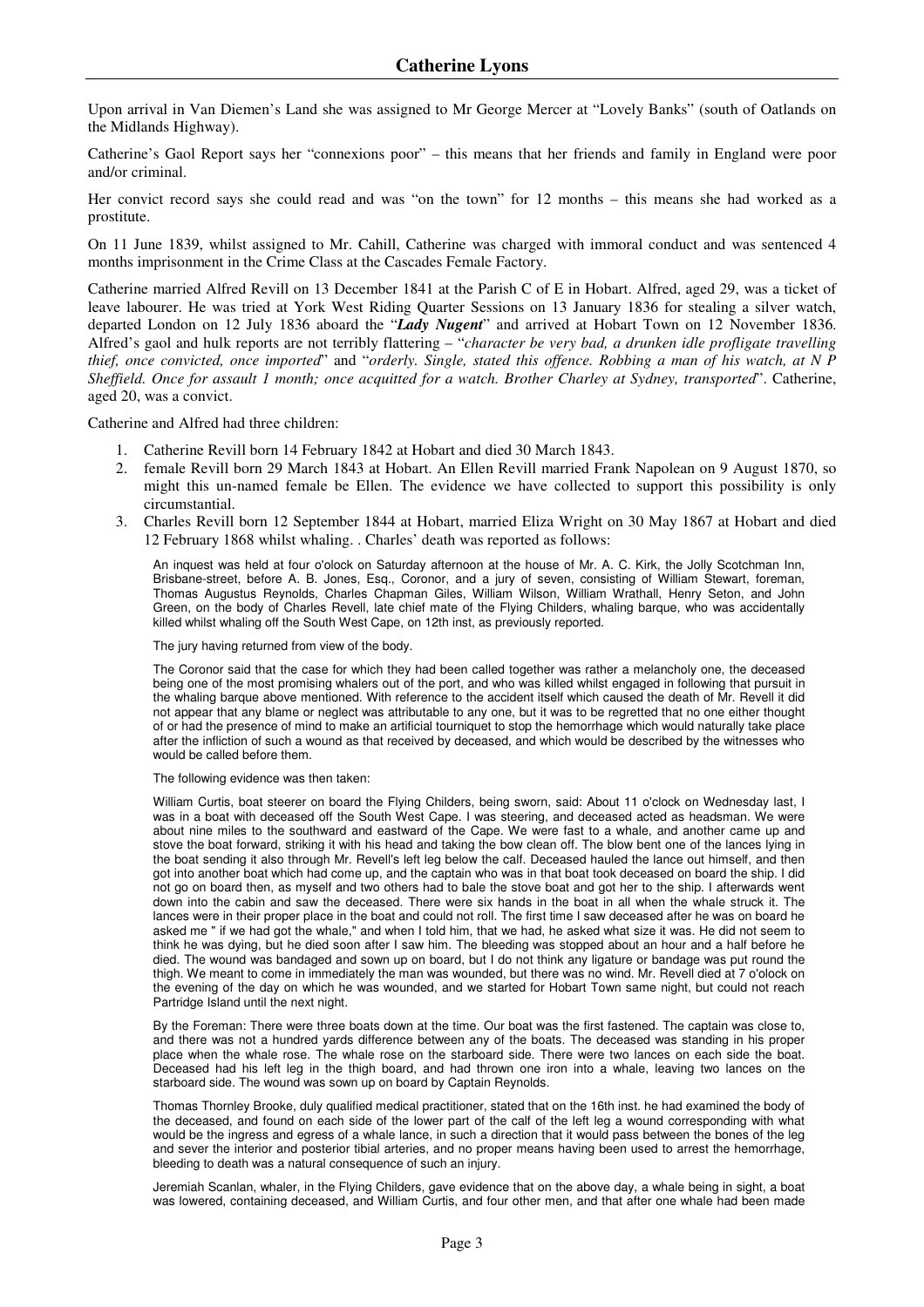Upon arrival in Van Diemen's Land she was assigned to Mr George Mercer at "Lovely Banks" (south of Oatlands on the Midlands Highway).

Catherine's Gaol Report says her "connexions poor" – this means that her friends and family in England were poor and/or criminal.

Her convict record says she could read and was "on the town" for 12 months – this means she had worked as a prostitute.

On 11 June 1839, whilst assigned to Mr. Cahill, Catherine was charged with immoral conduct and was sentenced 4 months imprisonment in the Crime Class at the Cascades Female Factory.

Catherine married Alfred Revill on 13 December 1841 at the Parish C of E in Hobart. Alfred, aged 29, was a ticket of leave labourer. He was tried at York West Riding Quarter Sessions on 13 January 1836 for stealing a silver watch, departed London on 12 July 1836 aboard the "***Lady Nugent***" and arrived at Hobart Town on 12 November 1836. Alfred's gaol and hulk reports are not terribly flattering – "*character be very bad, a drunken idle profligate travelling thief, once convicted, once imported*" and "*orderly. Single, stated this offence. Robbing a man of his watch, at N P Sheffield. Once for assault 1 month; once acquitted for a watch. Brother Charley at Sydney, transported*". Catherine, aged 20, was a convict.

Catherine and Alfred had three children:

1. Catherine Revill born 14 February 1842 at Hobart and died 30 March 1843.
2. female Revill born 29 March 1843 at Hobart. An Ellen Revill married Frank Napolean on 9 August 1870, so might this un-named female be Ellen. The evidence we have collected to support this possibility is only circumstantial.
3. Charles Revill born 12 September 1844 at Hobart, married Eliza Wright on 30 May 1867 at Hobart and died 12 February 1868 whilst whaling. . Charles' death was reported as follows:

> An inquest was held at four o'olock on Saturday afternoon at the house of Mr. A. C. Kirk, the Jolly Scotchman Inn, Brisbane-street, before A. B. Jones, Esq., Coronor, and a jury of seven, consisting of William Stewart, foreman, Thomas Augustus Reynolds, Charles Chapman Giles, William Wilson, William Wrathall, Henry Seton, and John Green, on the body of Charles Revell, late chief mate of the Flying Childers, whaling barque, who was accidentally killed whilst whaling off the South West Cape, on 12th inst, as previously reported.
>
> The jury having returned from view of the body.
>
> The Coronor said that the case for which they had been called together was rather a melancholy one, the deceased being one of the most promising whalers out of the port, and who was killed whilst engaged in following that pursuit in the whaling barque above mentioned. With reference to the accident itself which caused the death of Mr. Revell it did not appear that any blame or neglect was attributable to any one, but it was to be regretted that no one either thought of or had the presence of mind to make an artificial tourniquet to stop the hemorrhage which would naturally take place after the infliction of such a wound as that received by deceased, and which would be described by the witnesses who would be called before them.
>
> The following evidence was then taken:
>
> William Curtis, boat steerer on board the Flying Childers, being sworn, said: About 11 o'clock on Wednesday last, I was in a boat with deceased off the South West Cape. I was steering, and deceased acted as headsman. We were about nine miles to the southward and eastward of the Cape. We were fast to a whale, and another came up and stove the boat forward, striking it with his head and taking the bow clean off. The blow bent one of the lances lying in the boat sending it also through Mr. Revell's left leg below the calf. Deceased hauled the lance out himself, and then got into another boat which had come up, and the captain who was in that boat took deceased on board the ship. I did not go on board then, as myself and two others had to bale the stove boat and got her to the ship. I afterwards went down into the cabin and saw the deceased. There were six hands in the boat in all when the whale struck it. The lances were in their proper place in the boat and could not roll. The first time I saw deceased after he was on board he asked me " if we had got the whale," and when I told him, that we had, he asked what size it was. He did not seem to think he was dying, but he died soon after I saw him. The bleeding was stopped about an hour and a half before he died. The wound was bandaged and sown up on board, but I do not think any ligature or bandage was put round the thigh. We meant to come in immediately the man was wounded, but there was no wind. Mr. Revell died at 7 o'olock on the evening of the day on which he was wounded, and we started for Hobart Town same night, but could not reach Partridge Island until the next night.
>
> By the Foreman: There were three boats down at the time. Our boat was the first fastened. The captain was close to, and there was not a hundred yards difference between any of the boats. The deceased was standing in his proper place when the whale rose. The whale rose on the starboard side. There were two lances on each side the boat. Deceased had his left leg in the thigh board, and had thrown one iron into a whale, leaving two lances on the starboard side. The wound was sown up on board by Captain Reynolds.
>
> Thomas Thornley Brooke, duly qualified medical practitioner, stated that on the 16th inst. he had examined the body of the deceased, and found on each side of the lower part of the calf of the left leg a wound corresponding with what would be the ingress and egress of a whale lance, in such a direction that it would pass between the bones of the leg and sever the interior and posterior tibial arteries, and no proper means having been used to arrest the hemorrhage, bleeding to death was a natural consequence of such an injury.
>
> Jeremiah Scanlan, whaler, in the Flying Childers, gave evidence that on the above day, a whale being in sight, a boat was lowered, containing deceased, and William Curtis, and four other men, and that after one whale had been made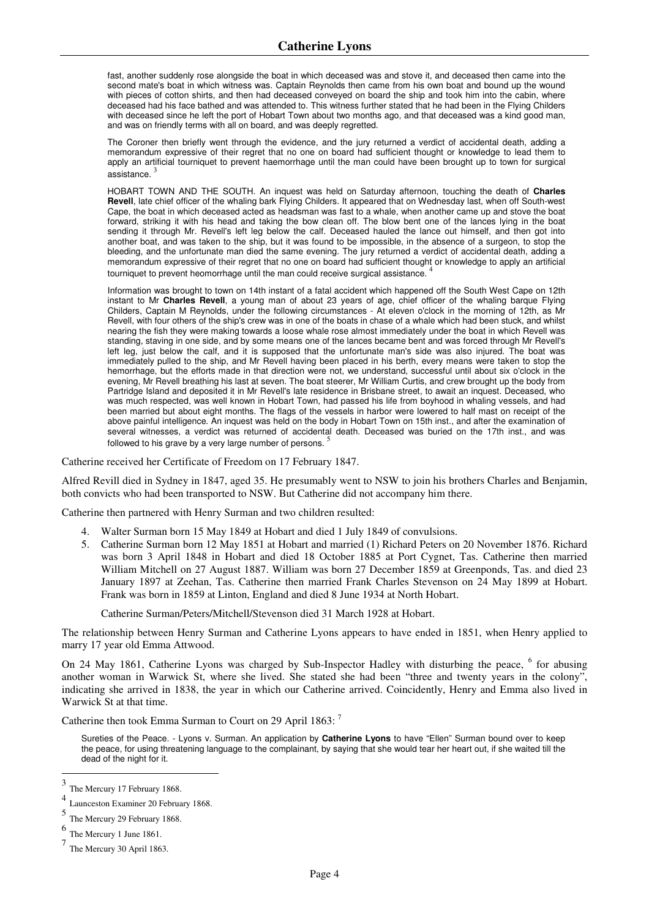fast, another suddenly rose alongside the boat in which deceased was and stove it, and deceased then came into the second mate's boat in which witness was. Captain Reynolds then came from his own boat and bound up the wound with pieces of cotton shirts, and then had deceased conveyed on board the ship and took him into the cabin, where deceased had his face bathed and was attended to. This witness further stated that he had been in the Flying Childers with deceased since he left the port of Hobart Town about two months ago, and that deceased was a kind good man, and was on friendly terms with all on board, and was deeply regretted.

> The Coroner then briefly went through the evidence, and the jury returned a verdict of accidental death, adding a memorandum expressive of their regret that no one on board had sufficient thought or knowledge to lead them to apply an artificial tourniquet to prevent haemorrhage until the man could have been brought up to town for surgical assistance. [3]

> HOBART TOWN AND THE SOUTH. An inquest was held on Saturday afternoon, touching the death of **Charles Revell**, late chief officer of the whaling bark Flying Childers. It appeared that on Wednesday last, when off South-west Cape, the boat in which deceased acted as headsman was fast to a whale, when another came up and stove the boat forward, striking it with his head and taking the bow clean off. The blow bent one of the lances lying in the boat sending it through Mr. Revell's left leg below the calf. Deceased hauled the lance out himself, and then got into another boat, and was taken to the ship, but it was found to be impossible, in the absence of a surgeon, to stop the bleeding, and the unfortunate man died the same evening. The jury returned a verdict of accidental death, adding a memorandum expressive of their regret that no one on board had sufficient thought or knowledge to apply an artificial tourniquet to prevent heomorrhage until the man could receive surgical assistance. [4]

> Information was brought to town on 14th instant of a fatal accident which happened off the South West Cape on 12th instant to Mr **Charles Revell**, a young man of about 23 years of age, chief officer of the whaling barque Flying Childers, Captain M Reynolds, under the following circumstances - At eleven o'clock in the morning of 12th, as Mr Revell, with four others of the ship's crew was in one of the boats in chase of a whale which had been stuck, and whilst nearing the fish they were making towards a loose whale rose almost immediately under the boat in which Revell was standing, staving in one side, and by some means one of the lances became bent and was forced through Mr Revell's left leg, just below the calf, and it is supposed that the unfortunate man's side was also injured. The boat was immediately pulled to the ship, and Mr Revell having been placed in his berth, every means were taken to stop the hemorrhage, but the efforts made in that direction were not, we understand, successful until about six o'clock in the evening, Mr Revell breathing his last at seven. The boat steerer, Mr William Curtis, and crew brought up the body from Partridge Island and deposited it in Mr Revell's late residence in Brisbane street, to await an inquest. Deceased, who was much respected, was well known in Hobart Town, had passed his life from boyhood in whaling vessels, and had been married but about eight months. The flags of the vessels in harbor were lowered to half mast on receipt of the above painful intelligence. An inquest was held on the body in Hobart Town on 15th inst., and after the examination of several witnesses, a verdict was returned of accidental death. Deceased was buried on the 17th inst., and was followed to his grave by a very large number of persons. [5]

Catherine received her Certificate of Freedom on 17 February 1847.

Alfred Revill died in Sydney in 1847, aged 35. He presumably went to NSW to join his brothers Charles and Benjamin, both convicts who had been transported to NSW. But Catherine did not accompany him there.

Catherine then partnered with Henry Surman and two children resulted:

4. Walter Surman born 15 May 1849 at Hobart and died 1 July 1849 of convulsions.
5. Catherine Surman born 12 May 1851 at Hobart and married (1) Richard Peters on 20 November 1876. Richard was born 3 April 1848 in Hobart and died 18 October 1885 at Port Cygnet, Tas. Catherine then married William Mitchell on 27 August 1887. William was born 27 December 1859 at Greenponds, Tas. and died 23 January 1897 at Zeehan, Tas. Catherine then married Frank Charles Stevenson on 24 May 1899 at Hobart. Frank was born in 1859 at Linton, England and died 8 June 1934 at North Hobart.

   Catherine Surman/Peters/Mitchell/Stevenson died 31 March 1928 at Hobart.

The relationship between Henry Surman and Catherine Lyons appears to have ended in 1851, when Henry applied to marry 17 year old Emma Attwood.

On 24 May 1861, Catherine Lyons was charged by Sub-Inspector Hadley with disturbing the peace, [6] for abusing another woman in Warwick St, where she lived. She stated she had been "three and twenty years in the colony", indicating she arrived in 1838, the year in which our Catherine arrived. Coincidently, Henry and Emma also lived in Warwick St at that time.

Catherine then took Emma Surman to Court on 29 April 1863: [7]

> Sureties of the Peace. - Lyons v. Surman. An application by **Catherine Lyons** to have "Ellen" Surman bound over to keep the peace, for using threatening language to the complainant, by saying that she would tear her heart out, if she waited till the dead of the night for it.

---

[3] The Mercury 17 February 1868.

[4] Launceston Examiner 20 February 1868.

[5] The Mercury 29 February 1868.

[6] The Mercury 1 June 1861.

[7] The Mercury 30 April 1863.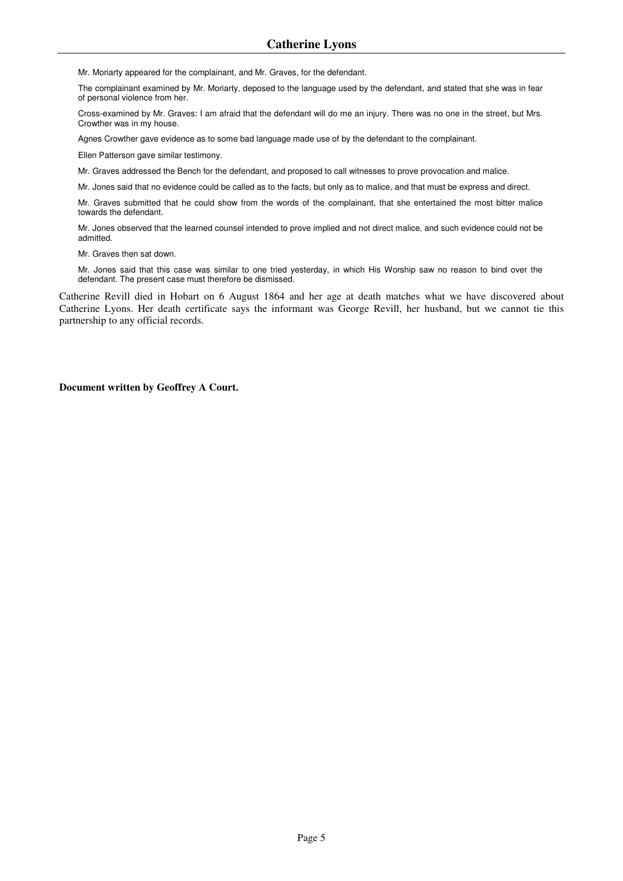Mr. Moriarty appeared for the complainant, and Mr. Graves, for the defendant.

The complainant examined by Mr. Moriarty, deposed to the language used by the defendant, and stated that she was in fear of personal violence from her.

Cross-examined by Mr. Graves: I am afraid that the defendant will do me an injury. There was no one in the street, but Mrs. Crowther was in my house.

Agnes Crowther gave evidence as to some bad language made use of by the defendant to the complainant.

Ellen Patterson gave similar testimony.

Mr. Graves addressed the Bench for the defendant, and proposed to call witnesses to prove provocation and malice.

Mr. Jones said that no evidence could be called as to the facts, but only as to malice, and that must be express and direct.

Mr. Graves submitted that he could show from the words of the complainant, that she entertained the most bitter malice towards the defendant.

Mr. Jones observed that the learned counsel intended to prove implied and not direct malice, and such evidence could not be admitted.

Mr. Graves then sat down.

Mr. Jones said that this case was similar to one tried yesterday, in which His Worship saw no reason to bind over the defendant. The present case must therefore be dismissed.

Catherine Revill died in Hobart on 6 August 1864 and her age at death matches what we have discovered about Catherine Lyons. Her death certificate says the informant was George Revill, her husband, but we cannot tie this partnership to any official records.

**Document written by Geoffrey A Court.**